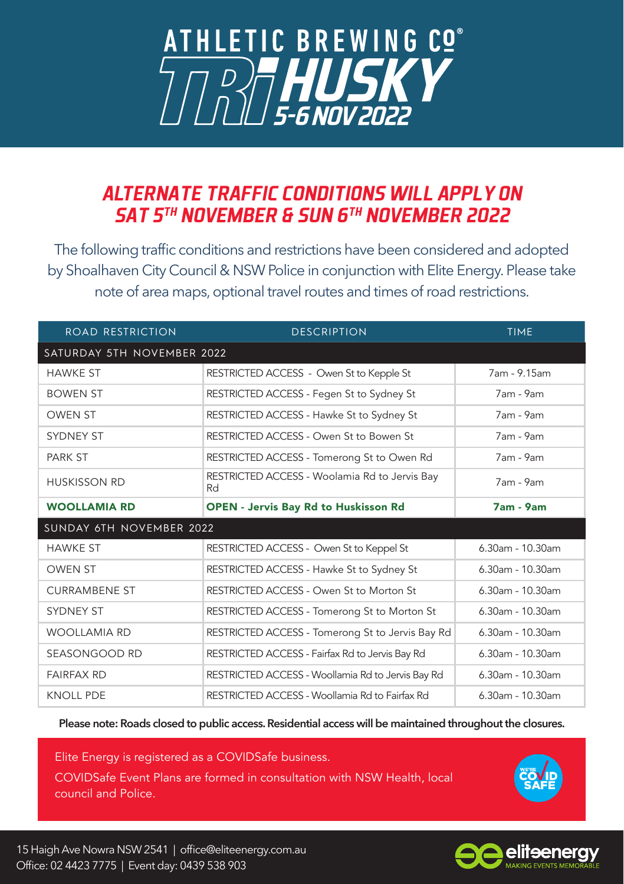# ATHLETIC BREWING CO® TRI HUSKY 5-6 NOV 2022

## ALTERNATE TRAFFIC CONDITIONS WILL APPLY ON SAT 5TH NOVEMBER & SUN 6TH NOVEMBER 2022

The following traffic conditions and restrictions have been considered and adopted by Shoalhaven City Council & NSW Police in conjunction with Elite Energy. Please take note of area maps, optional travel routes and times of road restrictions.

| ROAD RESTRICTION | DESCRIPTION | TIME |
|---|---|---|
| **SATURDAY 5TH NOVEMBER 2022** | | |
| HAWKE ST | RESTRICTED ACCESS - Owen St to Kepple St | 7am - 9.15am |
| BOWEN ST | RESTRICTED ACCESS - Fegen St to Sydney St | 7am - 9am |
| OWEN ST | RESTRICTED ACCESS - Hawke St to Sydney St | 7am - 9am |
| SYDNEY ST | RESTRICTED ACCESS - Owen St to Bowen St | 7am - 9am |
| PARK ST | RESTRICTED ACCESS - Tomerong St to Owen Rd | 7am - 9am |
| HUSKISSON RD | RESTRICTED ACCESS - Woolamia Rd to Jervis Bay Rd | 7am - 9am |
| **WOOLLAMIA RD** | **OPEN - Jervis Bay Rd to Huskisson Rd** | **7am - 9am** |
| **SUNDAY 6TH NOVEMBER 2022** | | |
| HAWKE ST | RESTRICTED ACCESS - Owen St to Keppel St | 6.30am - 10.30am |
| OWEN ST | RESTRICTED ACCESS - Hawke St to Sydney St | 6.30am - 10.30am |
| CURRAMBENE ST | RESTRICTED ACCESS - Owen St to Morton St | 6.30am - 10.30am |
| SYDNEY ST | RESTRICTED ACCESS - Tomerong St to Morton St | 6.30am - 10.30am |
| WOOLLAMIA RD | RESTRICTED ACCESS - Tomerong St to Jervis Bay Rd | 6.30am - 10.30am |
| SEASONGOOD RD | RESTRICTED ACCESS - Fairfax Rd to Jervis Bay Rd | 6.30am - 10.30am |
| FAIRFAX RD | RESTRICTED ACCESS - Woollamia Rd to Jervis Bay Rd | 6.30am - 10.30am |
| KNOLL PDE | RESTRICTED ACCESS - Woollamia Rd to Fairfax Rd | 6.30am - 10.30am |

**Please note: Roads closed to public access. Residential access will be maintained throughout the closures.**

Elite Energy is registered as a COVIDSafe business.

COVIDSafe Event Plans are formed in consultation with NSW Health, local council and Police.

WE'RE COVID SAFE

15 Haigh Ave Nowra NSW 2541 | office@eliteenergy.com.au
Office: 02 4423 7775 | Event day: 0439 538 903

eliteenergy MAKING EVENTS MEMORABLE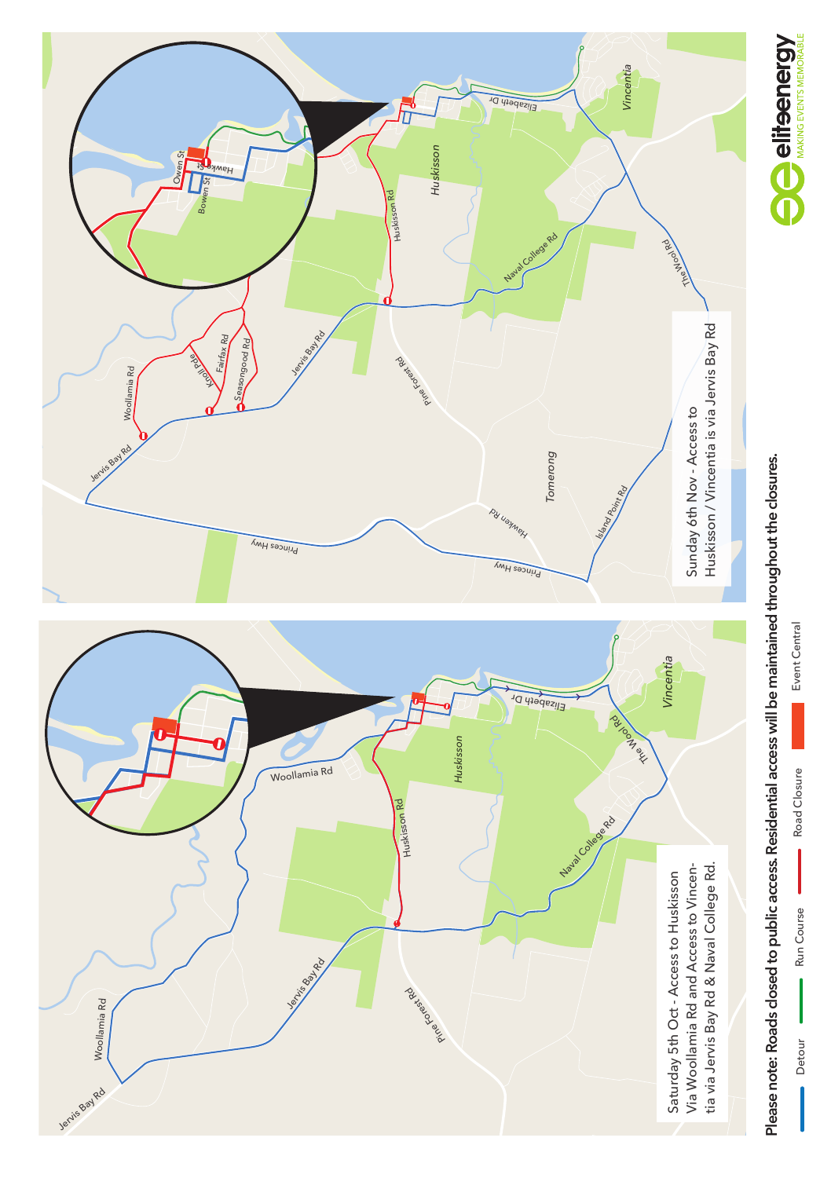Saturday 5th Oct - Access to Huskisson Via Woollamia Rd and Access to Vincentia via Jervis Bay Rd & Naval College Rd.

Jervis Bay Rd
Woollamia Rd
Woollamia Rd
Jervis Bay Rd
Huskisson Rd
Pine Forest Rd
Huskisson
Naval College Rd
The Wool Rd
Elizabeth Dr
Vincentia

Sunday 6th Nov - Access to Huskisson / Vincentia is via Jervis Bay Rd

Jervis Bay Rd
Woollamia Rd
Knoll Pde
Fairfax Rd
Seasongood Rd
Jervis Bay Rd
Huskisson Rd
Pine Forest Rd
Huskisson
Naval College Rd
The Wool Rd
Elizabeth Dr
Vincentia
Tomerong
Hawken Rd
Island Point Rd
Princes Hwy
Princes Hwy
Owen St
Hawke St
Bowen St

**Please note: Roads closed to public access. Residential access will be maintained throughout the closures.**

Detour
Run Course
Road Closure
Event Central

eliteenergy
MAKING EVENTS MEMORABLE